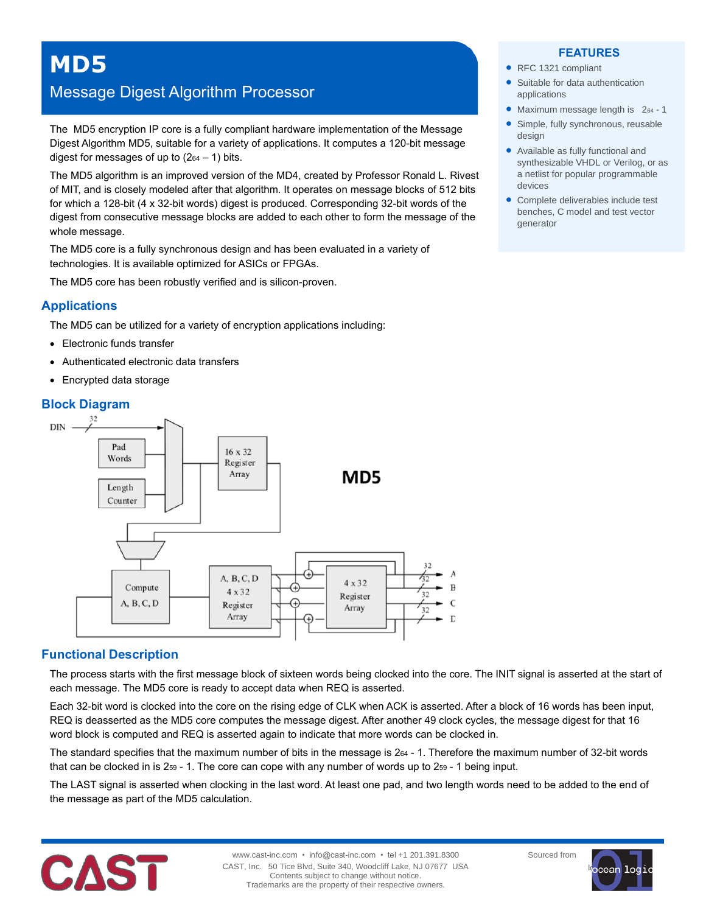# MD5

## Message Digest Algorithm Processor

The MD5 encryption IP core is a fully compliant hardware implementation of the Message Digest Algorithm MD5, suitable for a variety of applications. It computes a 120-bit message digest for messages of up to ($2^{64} – 1$) bits.

The MD5 algorithm is an improved version of the MD4, created by Professor Ronald L. Rivest of MIT, and is closely modeled after that algorithm. It operates on message blocks of 512 bits for which a 128-bit (4 x 32-bit words) digest is produced. Corresponding 32-bit words of the digest from consecutive message blocks are added to each other to form the message of the whole message.

The MD5 core is a fully synchronous design and has been evaluated in a variety of technologies. It is available optimized for ASICs or FPGAs.

The MD5 core has been robustly verified and is silicon-proven.

### FEATURES

- RFC 1321 compliant
- Suitable for data authentication applications
- Maximum message length is $2^{64}$ - 1
- Simple, fully synchronous, reusable design
- Available as fully functional and synthesizable VHDL or Verilog, or as a netlist for popular programmable devices
- Complete deliverables include test benches, C model and test vector generator

## Applications

The MD5 can be utilized for a variety of encryption applications including:

- Electronic funds transfer
- Authenticated electronic data transfers
- Encrypted data storage

## Block Diagram

## Functional Description

The process starts with the first message block of sixteen words being clocked into the core. The INIT signal is asserted at the start of each message. The MD5 core is ready to accept data when REQ is asserted.

Each 32-bit word is clocked into the core on the rising edge of CLK when ACK is asserted. After a block of 16 words has been input, REQ is deasserted as the MD5 core computes the message digest. After another 49 clock cycles, the message digest for that 16 word block is computed and REQ is asserted again to indicate that more words can be clocked in.

The standard specifies that the maximum number of bits in the message is $2^{64}$ - 1. Therefore the maximum number of 32-bit words that can be clocked in is $2^{59}$ - 1. The core can cope with any number of words up to $2^{59}$ - 1 being input.

The LAST signal is asserted when clocking in the last word. At least one pad, and two length words need to be added to the end of the message as part of the MD5 calculation.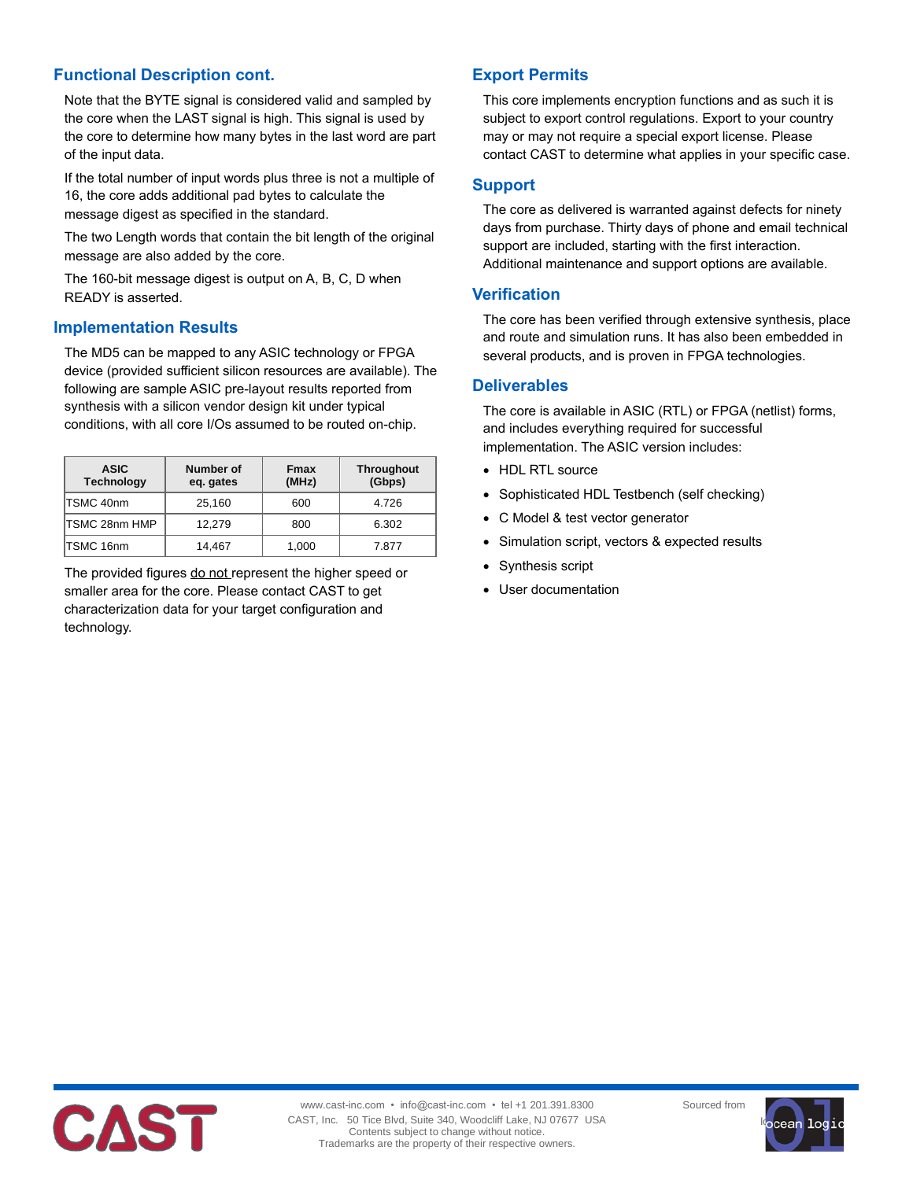## Functional Description cont.

Note that the BYTE signal is considered valid and sampled by the core when the LAST signal is high. This signal is used by the core to determine how many bytes in the last word are part of the input data.

If the total number of input words plus three is not a multiple of 16, the core adds additional pad bytes to calculate the message digest as specified in the standard.

The two Length words that contain the bit length of the original message are also added by the core.

The 160-bit message digest is output on A, B, C, D when READY is asserted.

## Implementation Results

The MD5 can be mapped to any ASIC technology or FPGA device (provided sufficient silicon resources are available). The following are sample ASIC pre-layout results reported from synthesis with a silicon vendor design kit under typical conditions, with all core I/Os assumed to be routed on-chip.

| ASIC Technology | Number of eq. gates | Fmax (MHz) | Throughout (Gbps) |
|---|---|---|---|
| TSMC 40nm | 25,160 | 600 | 4.726 |
| TSMC 28nm HMP | 12,279 | 800 | 6.302 |
| TSMC 16nm | 14,467 | 1,000 | 7.877 |

The provided figures do not represent the higher speed or smaller area for the core. Please contact CAST to get characterization data for your target configuration and technology.

## Export Permits

This core implements encryption functions and as such it is subject to export control regulations. Export to your country may or may not require a special export license. Please contact CAST to determine what applies in your specific case.

## Support

The core as delivered is warranted against defects for ninety days from purchase. Thirty days of phone and email technical support are included, starting with the first interaction. Additional maintenance and support options are available.

## Verification

The core has been verified through extensive synthesis, place and route and simulation runs. It has also been embedded in several products, and is proven in FPGA technologies.

## Deliverables

The core is available in ASIC (RTL) or FPGA (netlist) forms, and includes everything required for successful implementation. The ASIC version includes:

- HDL RTL source
- Sophisticated HDL Testbench (self checking)
- C Model & test vector generator
- Simulation script, vectors & expected results
- Synthesis script
- User documentation

www.cast-inc.com • info@cast-inc.com • tel +1 201.391.8300
CAST, Inc. 50 Tice Blvd, Suite 340, Woodcliff Lake, NJ 07677 USA
Contents subject to change without notice.
Trademarks are the property of their respective owners.

Sourced from